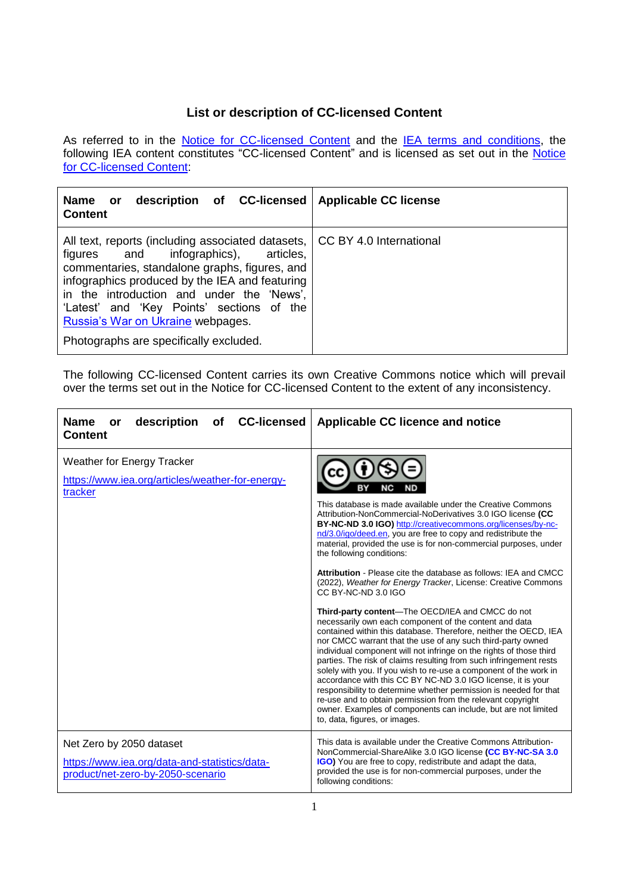## List or description of CC-licensed Content

As referred to in the [Notice for CC-licensed Content]() and the [IEA terms and conditions](), the following IEA content constitutes "CC-licensed Content" and is licensed as set out in the [Notice for CC-licensed Content]():

| Name or description of CC-licensed Content | Applicable CC license |
|---|---|
| All text, reports (including associated datasets, figures and infographics), articles, commentaries, standalone graphs, figures, and infographics produced by the IEA and featuring in the introduction and under the 'News', 'Latest' and 'Key Points' sections of the [Russia's War on Ukraine]() webpages.<br><br>Photographs are specifically excluded. | CC BY 4.0 International |

The following CC-licensed Content carries its own Creative Commons notice which will prevail over the terms set out in the Notice for CC-licensed Content to the extent of any inconsistency.

| Name or description of CC-licensed Content | Applicable CC licence and notice |
|---|---|
| Weather for Energy Tracker<br><br>[https://www.iea.org/articles/weather-for-energy-tracker](https://www.iea.org/articles/weather-for-energy-tracker) | CC BY NC ND<br><br>This database is made available under the Creative Commons Attribution-NonCommercial-NoDerivatives 3.0 IGO license **(CC BY-NC-ND 3.0 IGO)** [http://creativecommons.org/licenses/by-nc-nd/3.0/igo/deed.en](http://creativecommons.org/licenses/by-nc-nd/3.0/igo/deed.en), you are free to copy and redistribute the material, provided the use is for non-commercial purposes, under the following conditions:<br><br>**Attribution** - Please cite the database as follows: IEA and CMCC (2022), *Weather for Energy Tracker*, License: Creative Commons CC BY-NC-ND 3.0 IGO<br><br>**Third-party content**—The OECD/IEA and CMCC do not necessarily own each component of the content and data contained within this database. Therefore, neither the OECD, IEA nor CMCC warrant that the use of any such third-party owned individual component will not infringe on the rights of those third parties. The risk of claims resulting from such infringement rests solely with you. If you wish to re-use a component of the work in accordance with this CC BY NC-ND 3.0 IGO license, it is your responsibility to determine whether permission is needed for that re-use and to obtain permission from the relevant copyright owner. Examples of components can include, but are not limited to, data, figures, or images. |
| Net Zero by 2050 dataset<br><br>[https://www.iea.org/data-and-statistics/data-product/net-zero-by-2050-scenario](https://www.iea.org/data-and-statistics/data-product/net-zero-by-2050-scenario) | This data is available under the Creative Commons Attribution-NonCommercial-ShareAlike 3.0 IGO license **(CC BY-NC-SA 3.0 IGO)** You are free to copy, redistribute and adapt the data, provided the use is for non-commercial purposes, under the following conditions: |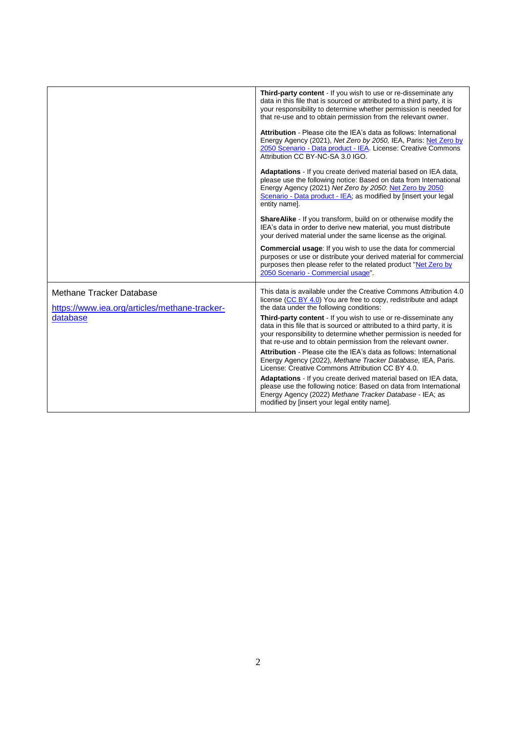| | |
|---|---|
| | **Third-party content** - If you wish to use or re-disseminate any data in this file that is sourced or attributed to a third party, it is your responsibility to determine whether permission is needed for that re-use and to obtain permission from the relevant owner.<br><br>**Attribution** - Please cite the IEA's data as follows: International Energy Agency (2021), *Net Zero by 2050,* IEA, Paris: Net Zero by 2050 Scenario - Data product - IEA. License: Creative Commons Attribution CC BY-NC-SA 3.0 IGO.<br><br>**Adaptations** - If you create derived material based on IEA data, please use the following notice: Based on data from International Energy Agency (2021) *Net Zero by 2050*: Net Zero by 2050 Scenario - Data product - IEA; as modified by [insert your legal entity name].<br><br>**ShareAlike** - If you transform, build on or otherwise modify the IEA's data in order to derive new material, you must distribute your derived material under the same license as the original.<br><br>**Commercial usage**: If you wish to use the data for commercial purposes or use or distribute your derived material for commercial purposes then please refer to the related product "Net Zero by 2050 Scenario - Commercial usage". |
| Methane Tracker Database<br><br>https://www.iea.org/articles/methane-tracker-database | This data is available under the Creative Commons Attribution 4.0 license (CC BY 4.0) You are free to copy, redistribute and adapt the data under the following conditions:<br><br>**Third-party content** - If you wish to use or re-disseminate any data in this file that is sourced or attributed to a third party, it is your responsibility to determine whether permission is needed for that re-use and to obtain permission from the relevant owner.<br><br>**Attribution** - Please cite the IEA's data as follows: International Energy Agency (2022), *Methane Tracker Database,* IEA, Paris. License: Creative Commons Attribution CC BY 4.0.<br><br>**Adaptations** - If you create derived material based on IEA data, please use the following notice: Based on data from International Energy Agency (2022) *Methane Tracker Database* - IEA; as modified by [insert your legal entity name]. |